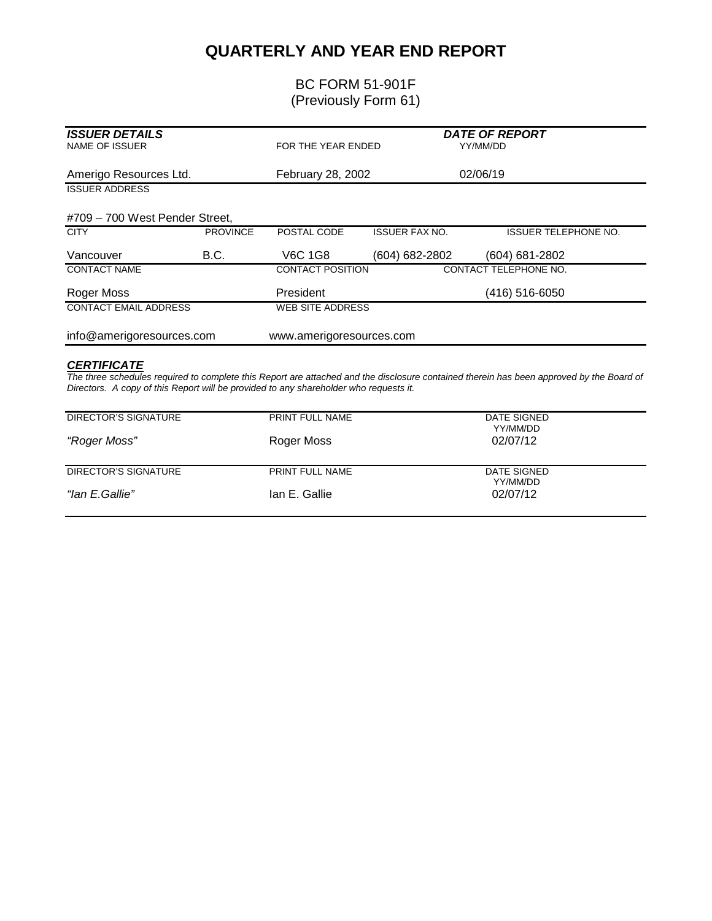# QUARTERLY AND YEAR END REPORT

BC FORM 51-901F
(Previously Form 61)

***ISSUER DETAILS***

| NAME OF ISSUER | FOR THE YEAR ENDED | DATE OF REPORT YY/MM/DD |
|---|---|---|
| Amerigo Resources Ltd. | February 28, 2002 | 02/06/19 |

| ISSUER ADDRESS |
|---|
| #709 – 700 West Pender Street, |

| CITY | PROVINCE | POSTAL CODE | ISSUER FAX NO. | ISSUER TELEPHONE NO. |
|---|---|---|---|---|
| Vancouver | B.C. | V6C 1G8 | (604) 682-2802 | (604) 681-2802 |

| CONTACT NAME | CONTACT POSITION | CONTACT TELEPHONE NO. |
|---|---|---|
| Roger Moss | President | (416) 516-6050 |

| CONTACT EMAIL ADDRESS | WEB SITE ADDRESS |
|---|---|
| info@amerigoresources.com | www.amerigoresources.com |

***CERTIFICATE***

*The three schedules required to complete this Report are attached and the disclosure contained therein has been approved by the Board of Directors. A copy of this Report will be provided to any shareholder who requests it.*

| DIRECTOR'S SIGNATURE | PRINT FULL NAME | DATE SIGNED YY/MM/DD |
|---|---|---|
| *"Roger Moss"* | Roger Moss | 02/07/12 |

| DIRECTOR'S SIGNATURE | PRINT FULL NAME | DATE SIGNED YY/MM/DD |
|---|---|---|
| *"Ian E.Gallie"* | Ian E. Gallie | 02/07/12 |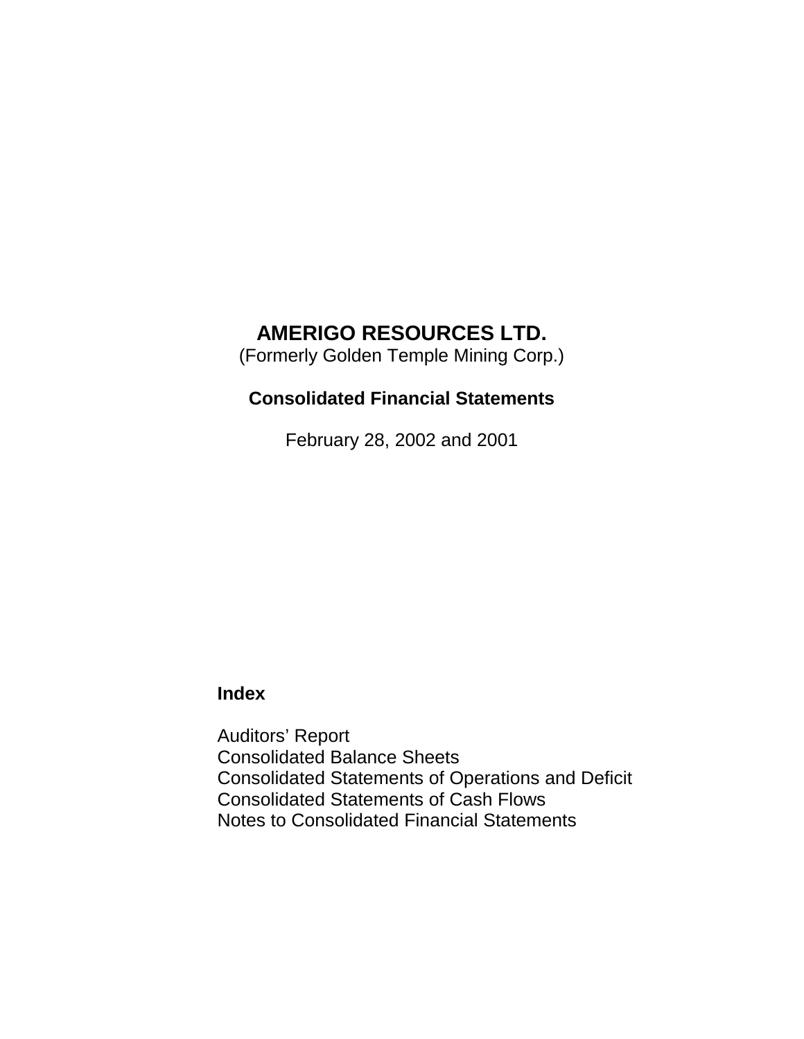# AMERIGO RESOURCES LTD.

(Formerly Golden Temple Mining Corp.)

## Consolidated Financial Statements

February 28, 2002 and 2001

### Index

Auditors' Report
Consolidated Balance Sheets
Consolidated Statements of Operations and Deficit
Consolidated Statements of Cash Flows
Notes to Consolidated Financial Statements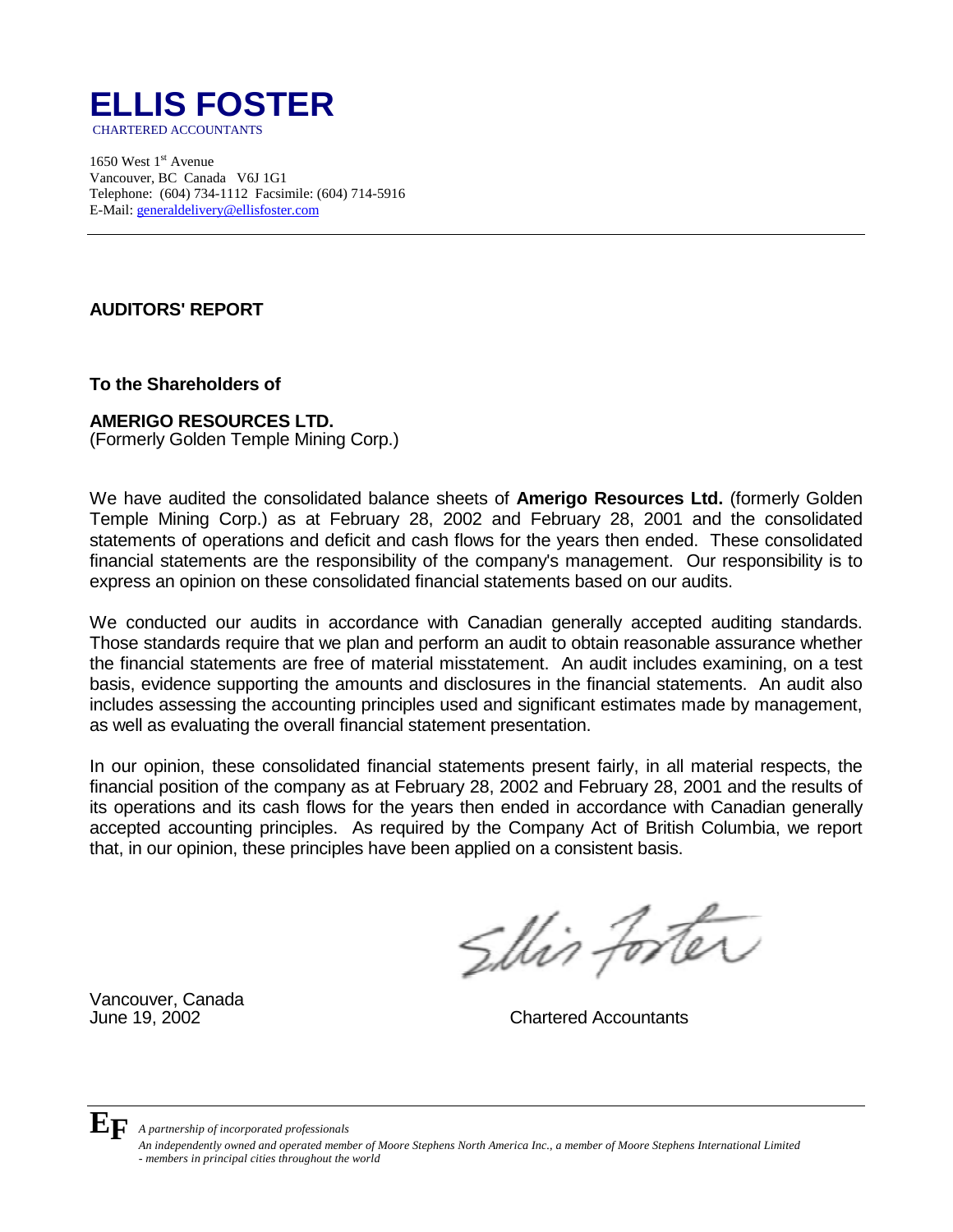# ELLIS FOSTER

CHARTERED ACCOUNTANTS

1650 West 1st Avenue
Vancouver, BC Canada V6J 1G1
Telephone: (604) 734-1112 Facsimile: (604) 714-5916
E-Mail: generaldelivery@ellisfoster.com

---

**AUDITORS' REPORT**

**To the Shareholders of**

**AMERIGO RESOURCES LTD.**
(Formerly Golden Temple Mining Corp.)

We have audited the consolidated balance sheets of **Amerigo Resources Ltd.** (formerly Golden Temple Mining Corp.) as at February 28, 2002 and February 28, 2001 and the consolidated statements of operations and deficit and cash flows for the years then ended. These consolidated financial statements are the responsibility of the company's management. Our responsibility is to express an opinion on these consolidated financial statements based on our audits.

We conducted our audits in accordance with Canadian generally accepted auditing standards. Those standards require that we plan and perform an audit to obtain reasonable assurance whether the financial statements are free of material misstatement. An audit includes examining, on a test basis, evidence supporting the amounts and disclosures in the financial statements. An audit also includes assessing the accounting principles used and significant estimates made by management, as well as evaluating the overall financial statement presentation.

In our opinion, these consolidated financial statements present fairly, in all material respects, the financial position of the company as at February 28, 2002 and February 28, 2001 and the results of its operations and its cash flows for the years then ended in accordance with Canadian generally accepted accounting principles. As required by the Company Act of British Columbia, we report that, in our opinion, these principles have been applied on a consistent basis.

Ellis Foster

Vancouver, Canada
June 19, 2002

Chartered Accountants

---

*A partnership of incorporated professionals*
*An independently owned and operated member of Moore Stephens North America Inc., a member of Moore Stephens International Limited - members in principal cities throughout the world*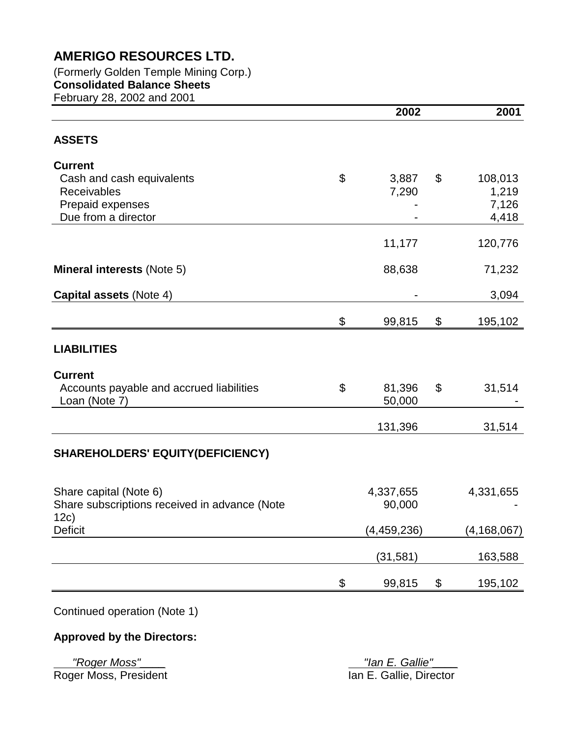# AMERIGO RESOURCES LTD.

(Formerly Golden Temple Mining Corp.)
**Consolidated Balance Sheets**
February 28, 2002 and 2001

| | 2002 | 2001 |
|---|---|---|
| **ASSETS** | | |
| **Current** | | |
| Cash and cash equivalents | $ 3,887 | $ 108,013 |
| Receivables | 7,290 | 1,219 |
| Prepaid expenses | - | 7,126 |
| Due from a director | - | 4,418 |
| | 11,177 | 120,776 |
| **Mineral interests** (Note 5) | 88,638 | 71,232 |
| **Capital assets** (Note 4) | - | 3,094 |
| | $ 99,815 | $ 195,102 |
| **LIABILITIES** | | |
| **Current** | | |
| Accounts payable and accrued liabilities | $ 81,396 | $ 31,514 |
| Loan (Note 7) | 50,000 | - |
| | 131,396 | 31,514 |
| **SHAREHOLDERS' EQUITY(DEFICIENCY)** | | |
| Share capital (Note 6) | 4,337,655 | 4,331,655 |
| Share subscriptions received in advance (Note 12c) | 90,000 | - |
| Deficit | (4,459,236) | (4,168,067) |
| | (31,581) | 163,588 |
| | $ 99,815 | $ 195,102 |

Continued operation (Note 1)

**Approved by the Directors:**

*"Roger Moss"*
Roger Moss, President

*"Ian E. Gallie"*
Ian E. Gallie, Director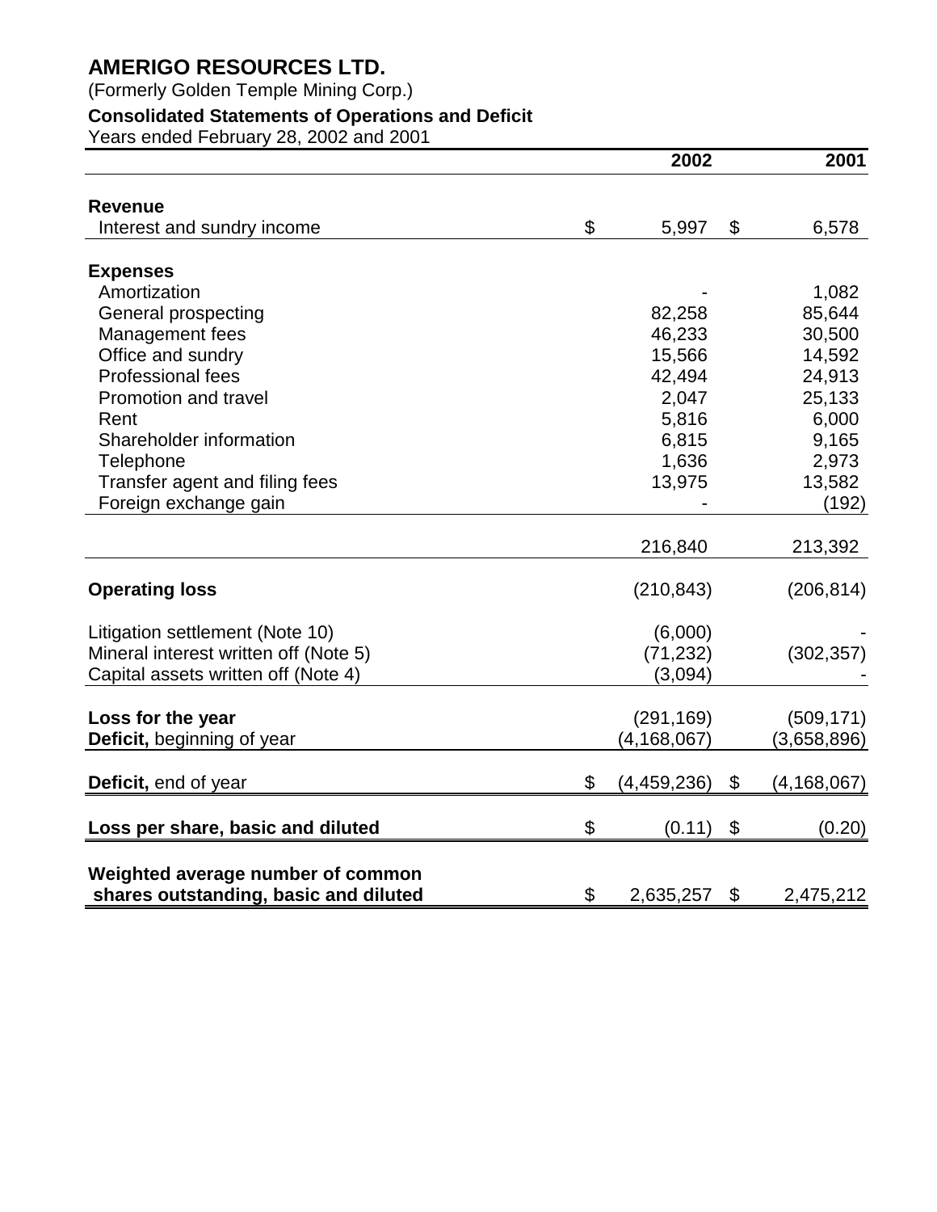# AMERIGO RESOURCES LTD.

(Formerly Golden Temple Mining Corp.)

### Consolidated Statements of Operations and Deficit

Years ended February 28, 2002 and 2001

| | 2002 | 2001 |
|---|---|---|
| **Revenue** | | |
| Interest and sundry income | $ 5,997 | $ 6,578 |
| **Expenses** | | |
| Amortization | - | 1,082 |
| General prospecting | 82,258 | 85,644 |
| Management fees | 46,233 | 30,500 |
| Office and sundry | 15,566 | 14,592 |
| Professional fees | 42,494 | 24,913 |
| Promotion and travel | 2,047 | 25,133 |
| Rent | 5,816 | 6,000 |
| Shareholder information | 6,815 | 9,165 |
| Telephone | 1,636 | 2,973 |
| Transfer agent and filing fees | 13,975 | 13,582 |
| Foreign exchange gain | - | (192) |
| | 216,840 | 213,392 |
| **Operating loss** | (210,843) | (206,814) |
| Litigation settlement (Note 10) | (6,000) | - |
| Mineral interest written off (Note 5) | (71,232) | (302,357) |
| Capital assets written off (Note 4) | (3,094) | - |
| **Loss for the year** | (291,169) | (509,171) |
| **Deficit,** beginning of year | (4,168,067) | (3,658,896) |
| **Deficit,** end of year | $ (4,459,236) | $ (4,168,067) |
| **Loss per share, basic and diluted** | $ (0.11) | $ (0.20) |
| **Weighted average number of common shares outstanding, basic and diluted** | $ 2,635,257 | $ 2,475,212 |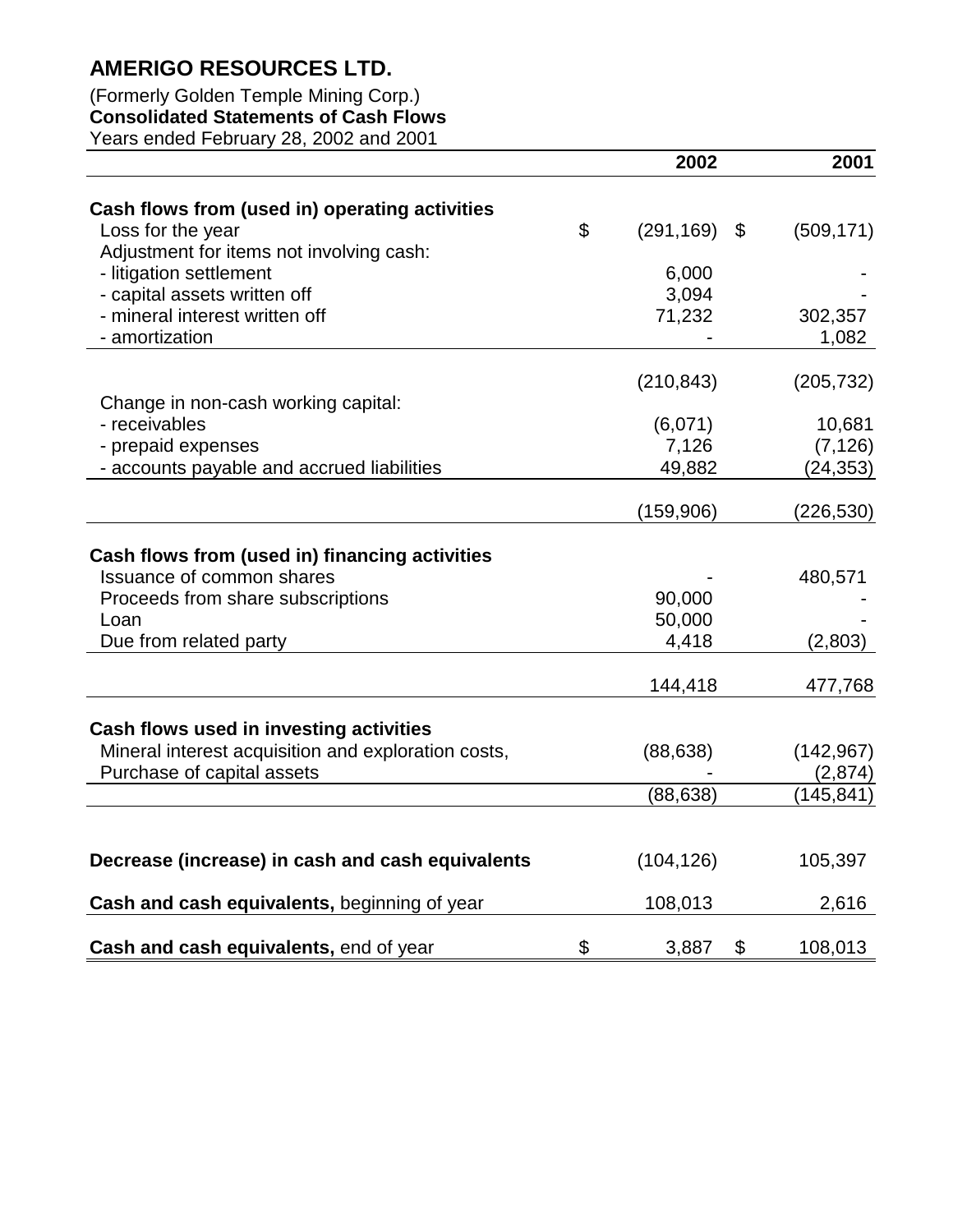# AMERIGO RESOURCES LTD.

(Formerly Golden Temple Mining Corp.)
**Consolidated Statements of Cash Flows**
Years ended February 28, 2002 and 2001

| | 2002 | 2001 |
|---|---|---|
| **Cash flows from (used in) operating activities** | | |
| Loss for the year | $ (291,169) | $ (509,171) |
| Adjustment for items not involving cash: | | |
| - litigation settlement | 6,000 | - |
| - capital assets written off | 3,094 | - |
| - mineral interest written off | 71,232 | 302,357 |
| - amortization | - | 1,082 |
| | (210,843) | (205,732) |
| Change in non-cash working capital: | | |
| - receivables | (6,071) | 10,681 |
| - prepaid expenses | 7,126 | (7,126) |
| - accounts payable and accrued liabilities | 49,882 | (24,353) |
| | (159,906) | (226,530) |
| **Cash flows from (used in) financing activities** | | |
| Issuance of common shares | - | 480,571 |
| Proceeds from share subscriptions | 90,000 | - |
| Loan | 50,000 | - |
| Due from related party | 4,418 | (2,803) |
| | 144,418 | 477,768 |
| **Cash flows used in investing activities** | | |
| Mineral interest acquisition and exploration costs, | (88,638) | (142,967) |
| Purchase of capital assets | - | (2,874) |
| | (88,638) | (145,841) |
| **Decrease (increase) in cash and cash equivalents** | (104,126) | 105,397 |
| **Cash and cash equivalents,** beginning of year | 108,013 | 2,616 |
| **Cash and cash equivalents,** end of year | $ 3,887 | $ 108,013 |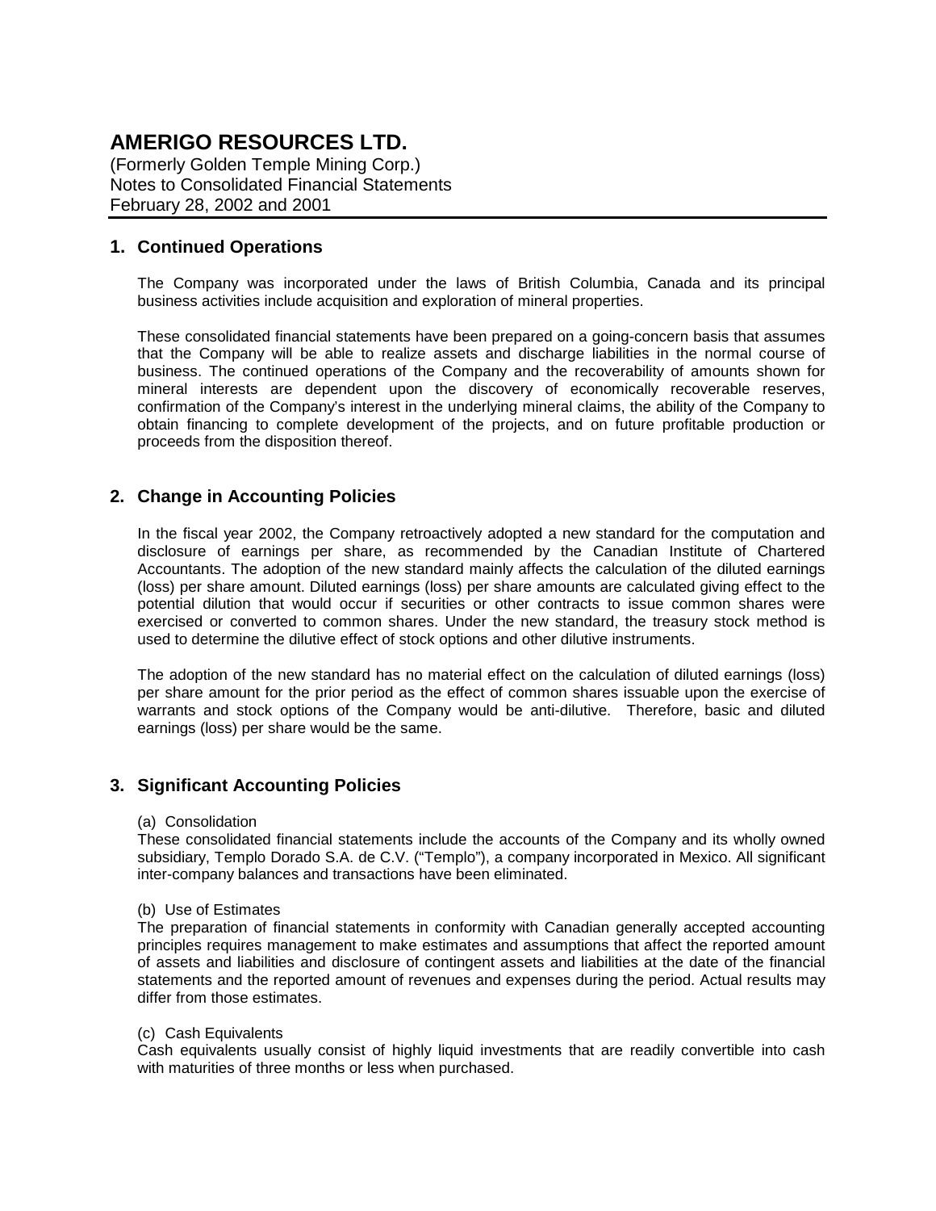# AMERIGO RESOURCES LTD.

(Formerly Golden Temple Mining Corp.)
Notes to Consolidated Financial Statements
February 28, 2002 and 2001

## 1. Continued Operations

The Company was incorporated under the laws of British Columbia, Canada and its principal business activities include acquisition and exploration of mineral properties.

These consolidated financial statements have been prepared on a going-concern basis that assumes that the Company will be able to realize assets and discharge liabilities in the normal course of business. The continued operations of the Company and the recoverability of amounts shown for mineral interests are dependent upon the discovery of economically recoverable reserves, confirmation of the Company's interest in the underlying mineral claims, the ability of the Company to obtain financing to complete development of the projects, and on future profitable production or proceeds from the disposition thereof.

## 2. Change in Accounting Policies

In the fiscal year 2002, the Company retroactively adopted a new standard for the computation and disclosure of earnings per share, as recommended by the Canadian Institute of Chartered Accountants. The adoption of the new standard mainly affects the calculation of the diluted earnings (loss) per share amount. Diluted earnings (loss) per share amounts are calculated giving effect to the potential dilution that would occur if securities or other contracts to issue common shares were exercised or converted to common shares. Under the new standard, the treasury stock method is used to determine the dilutive effect of stock options and other dilutive instruments.

The adoption of the new standard has no material effect on the calculation of diluted earnings (loss) per share amount for the prior period as the effect of common shares issuable upon the exercise of warrants and stock options of the Company would be anti-dilutive. Therefore, basic and diluted earnings (loss) per share would be the same.

## 3. Significant Accounting Policies

(a) Consolidation
These consolidated financial statements include the accounts of the Company and its wholly owned subsidiary, Templo Dorado S.A. de C.V. ("Templo"), a company incorporated in Mexico. All significant inter-company balances and transactions have been eliminated.

(b) Use of Estimates
The preparation of financial statements in conformity with Canadian generally accepted accounting principles requires management to make estimates and assumptions that affect the reported amount of assets and liabilities and disclosure of contingent assets and liabilities at the date of the financial statements and the reported amount of revenues and expenses during the period. Actual results may differ from those estimates.

(c) Cash Equivalents
Cash equivalents usually consist of highly liquid investments that are readily convertible into cash with maturities of three months or less when purchased.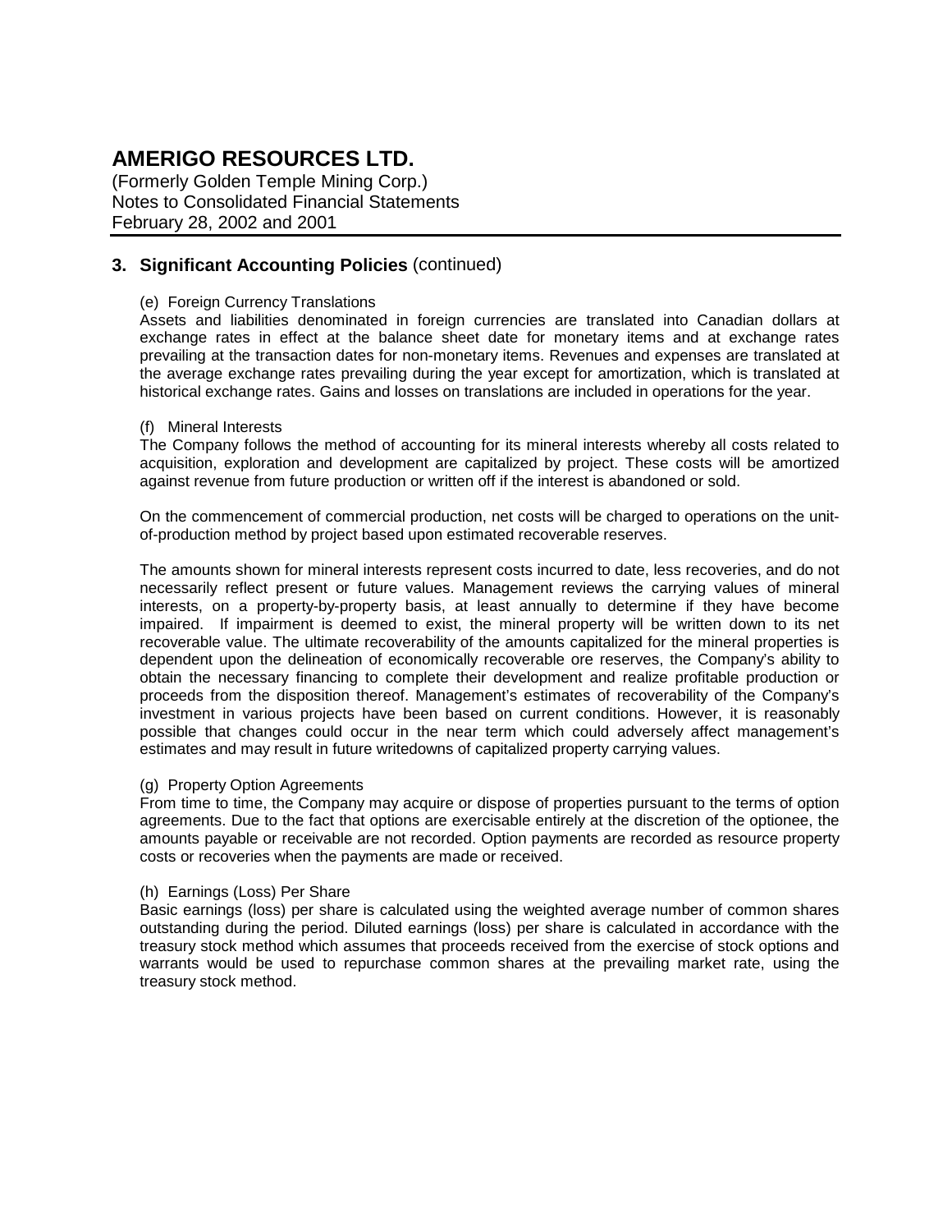# AMERIGO RESOURCES LTD.

(Formerly Golden Temple Mining Corp.)
Notes to Consolidated Financial Statements
February 28, 2002 and 2001

## 3. Significant Accounting Policies (continued)

(e) Foreign Currency Translations

Assets and liabilities denominated in foreign currencies are translated into Canadian dollars at exchange rates in effect at the balance sheet date for monetary items and at exchange rates prevailing at the transaction dates for non-monetary items. Revenues and expenses are translated at the average exchange rates prevailing during the year except for amortization, which is translated at historical exchange rates. Gains and losses on translations are included in operations for the year.

(f) Mineral Interests

The Company follows the method of accounting for its mineral interests whereby all costs related to acquisition, exploration and development are capitalized by project. These costs will be amortized against revenue from future production or written off if the interest is abandoned or sold.

On the commencement of commercial production, net costs will be charged to operations on the unit-of-production method by project based upon estimated recoverable reserves.

The amounts shown for mineral interests represent costs incurred to date, less recoveries, and do not necessarily reflect present or future values. Management reviews the carrying values of mineral interests, on a property-by-property basis, at least annually to determine if they have become impaired. If impairment is deemed to exist, the mineral property will be written down to its net recoverable value. The ultimate recoverability of the amounts capitalized for the mineral properties is dependent upon the delineation of economically recoverable ore reserves, the Company's ability to obtain the necessary financing to complete their development and realize profitable production or proceeds from the disposition thereof. Management's estimates of recoverability of the Company's investment in various projects have been based on current conditions. However, it is reasonably possible that changes could occur in the near term which could adversely affect management's estimates and may result in future writedowns of capitalized property carrying values.

(g) Property Option Agreements

From time to time, the Company may acquire or dispose of properties pursuant to the terms of option agreements. Due to the fact that options are exercisable entirely at the discretion of the optionee, the amounts payable or receivable are not recorded. Option payments are recorded as resource property costs or recoveries when the payments are made or received.

(h) Earnings (Loss) Per Share

Basic earnings (loss) per share is calculated using the weighted average number of common shares outstanding during the period. Diluted earnings (loss) per share is calculated in accordance with the treasury stock method which assumes that proceeds received from the exercise of stock options and warrants would be used to repurchase common shares at the prevailing market rate, using the treasury stock method.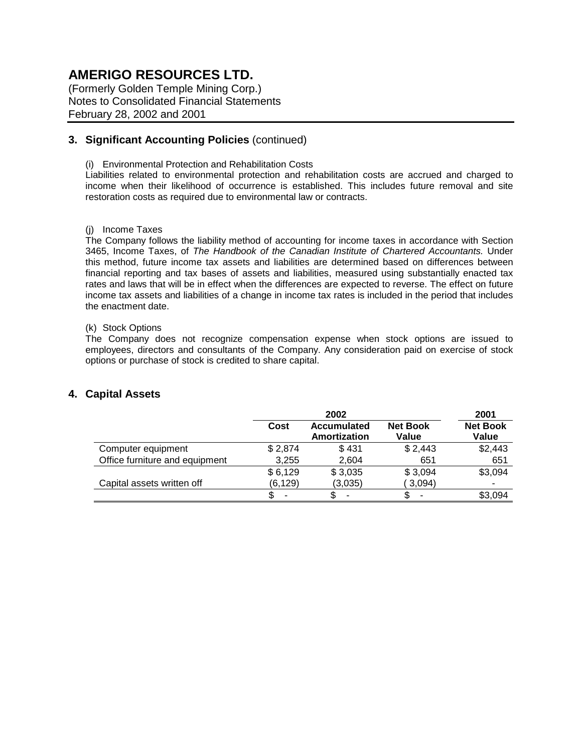# AMERIGO RESOURCES LTD.

(Formerly Golden Temple Mining Corp.)
Notes to Consolidated Financial Statements
February 28, 2002 and 2001

## 3. Significant Accounting Policies (continued)

(i) Environmental Protection and Rehabilitation Costs

Liabilities related to environmental protection and rehabilitation costs are accrued and charged to income when their likelihood of occurrence is established. This includes future removal and site restoration costs as required due to environmental law or contracts.

(j) Income Taxes

The Company follows the liability method of accounting for income taxes in accordance with Section 3465, Income Taxes, of *The Handbook of the Canadian Institute of Chartered Accountants.* Under this method, future income tax assets and liabilities are determined based on differences between financial reporting and tax bases of assets and liabilities, measured using substantially enacted tax rates and laws that will be in effect when the differences are expected to reverse. The effect on future income tax assets and liabilities of a change in income tax rates is included in the period that includes the enactment date.

(k) Stock Options

The Company does not recognize compensation expense when stock options are issued to employees, directors and consultants of the Company. Any consideration paid on exercise of stock options or purchase of stock is credited to share capital.

## 4. Capital Assets

| | 2002 | | | 2001 |
|---|---|---|---|---|
| | **Cost** | **Accumulated Amortization** | **Net Book Value** | **Net Book Value** |
| Computer equipment | $ 2,874 | $ 431 | $ 2,443 | $2,443 |
| Office furniture and equipment | 3,255 | 2,604 | 651 | 651 |
| | $ 6,129 | $ 3,035 | $ 3,094 | $3,094 |
| Capital assets written off | (6,129) | (3,035) | ( 3,094) | - |
| | $ - | $ - | $ - | $3,094 |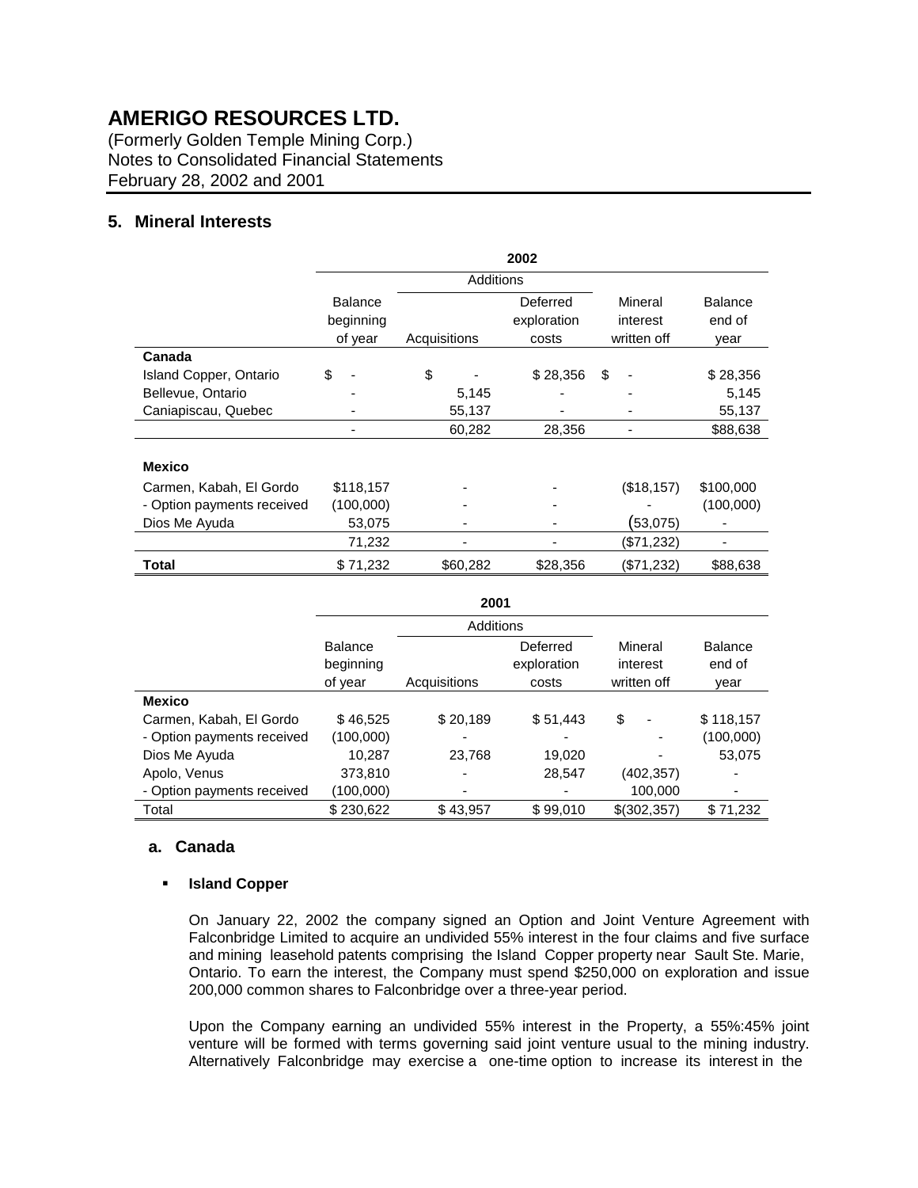## AMERIGO RESOURCES LTD.

(Formerly Golden Temple Mining Corp.)
Notes to Consolidated Financial Statements
February 28, 2002 and 2001

### 5. Mineral Interests

| | 2002 | | | | |
|---|---|---|---|---|---|
| | | Additions | | | |
| | Balance beginning of year | Acquisitions | Deferred exploration costs | Mineral interest written off | Balance end of year |
| **Canada** | | | | | |
| Island Copper, Ontario | $ - | $ - | $ 28,356 | $ - | $ 28,356 |
| Bellevue, Ontario | - | 5,145 | - | - | 5,145 |
| Caniapiscau, Quebec | - | 55,137 | - | - | 55,137 |
| | - | 60,282 | 28,356 | - | $88,638 |
| **Mexico** | | | | | |
| Carmen, Kabah, El Gordo | $118,157 | - | - | ($18,157) | $100,000 |
| - Option payments received | (100,000) | - | - | - | (100,000) |
| Dios Me Ayuda | 53,075 | - | - | (53,075) | - |
| | 71,232 | - | - | ($71,232) | - |
| **Total** | $ 71,232 | $60,282 | $28,356 | ($71,232) | $88,638 |

| | 2001 | | | | |
|---|---|---|---|---|---|
| | | Additions | | | |
| | Balance beginning of year | Acquisitions | Deferred exploration costs | Mineral interest written off | Balance end of year |
| **Mexico** | | | | | |
| Carmen, Kabah, El Gordo | $ 46,525 | $ 20,189 | $ 51,443 | $ - | $ 118,157 |
| - Option payments received | (100,000) | - | - | - | (100,000) |
| Dios Me Ayuda | 10,287 | 23,768 | 19,020 | - | 53,075 |
| Apolo, Venus | 373,810 | - | 28,547 | (402,357) | - |
| - Option payments received | (100,000) | - | - | 100,000 | - |
| Total | $ 230,622 | $ 43,957 | $ 99,010 | $(302,357) | $ 71,232 |

#### a. Canada

- **Island Copper**

On January 22, 2002 the company signed an Option and Joint Venture Agreement with Falconbridge Limited to acquire an undivided 55% interest in the four claims and five surface and mining leasehold patents comprising the Island Copper property near Sault Ste. Marie, Ontario. To earn the interest, the Company must spend $250,000 on exploration and issue 200,000 common shares to Falconbridge over a three-year period.

Upon the Company earning an undivided 55% interest in the Property, a 55%:45% joint venture will be formed with terms governing said joint venture usual to the mining industry. Alternatively Falconbridge may exercise a one-time option to increase its interest in the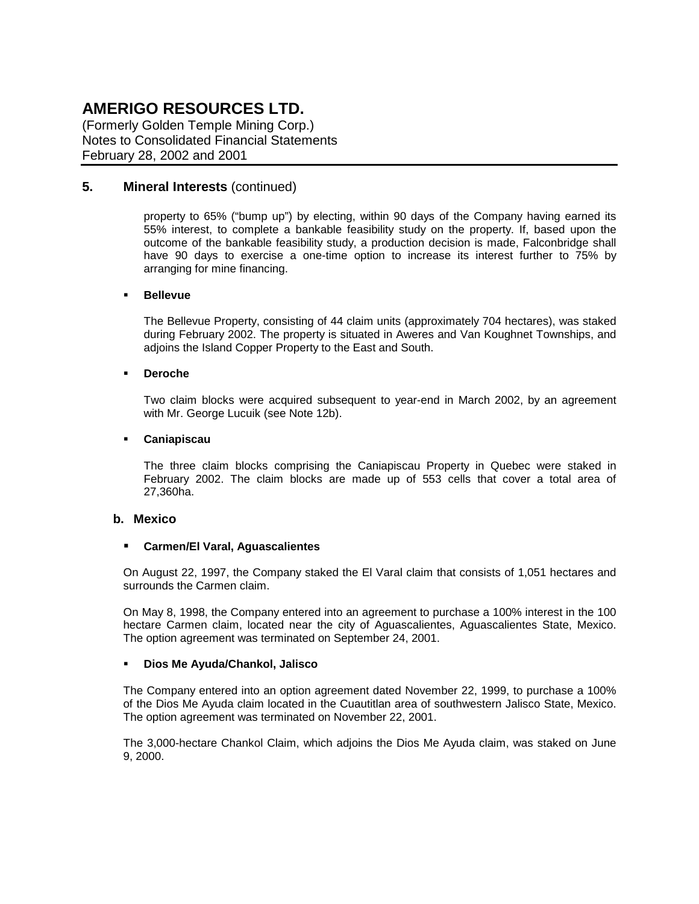## 5. Mineral Interests (continued)

property to 65% ("bump up") by electing, within 90 days of the Company having earned its 55% interest, to complete a bankable feasibility study on the property. If, based upon the outcome of the bankable feasibility study, a production decision is made, Falconbridge shall have 90 days to exercise a one-time option to increase its interest further to 75% by arranging for mine financing.

- **Bellevue**

  The Bellevue Property, consisting of 44 claim units (approximately 704 hectares), was staked during February 2002. The property is situated in Aweres and Van Koughnet Townships, and adjoins the Island Copper Property to the East and South.

- **Deroche**

  Two claim blocks were acquired subsequent to year-end in March 2002, by an agreement with Mr. George Lucuik (see Note 12b).

- **Caniapiscau**

  The three claim blocks comprising the Caniapiscau Property in Quebec were staked in February 2002. The claim blocks are made up of 553 cells that cover a total area of 27,360ha.

### b. Mexico

- **Carmen/El Varal, Aguascalientes**

On August 22, 1997, the Company staked the El Varal claim that consists of 1,051 hectares and surrounds the Carmen claim.

On May 8, 1998, the Company entered into an agreement to purchase a 100% interest in the 100 hectare Carmen claim, located near the city of Aguascalientes, Aguascalientes State, Mexico. The option agreement was terminated on September 24, 2001.

- **Dios Me Ayuda/Chankol, Jalisco**

The Company entered into an option agreement dated November 22, 1999, to purchase a 100% of the Dios Me Ayuda claim located in the Cuautitlan area of southwestern Jalisco State, Mexico. The option agreement was terminated on November 22, 2001.

The 3,000-hectare Chankol Claim, which adjoins the Dios Me Ayuda claim, was staked on June 9, 2000.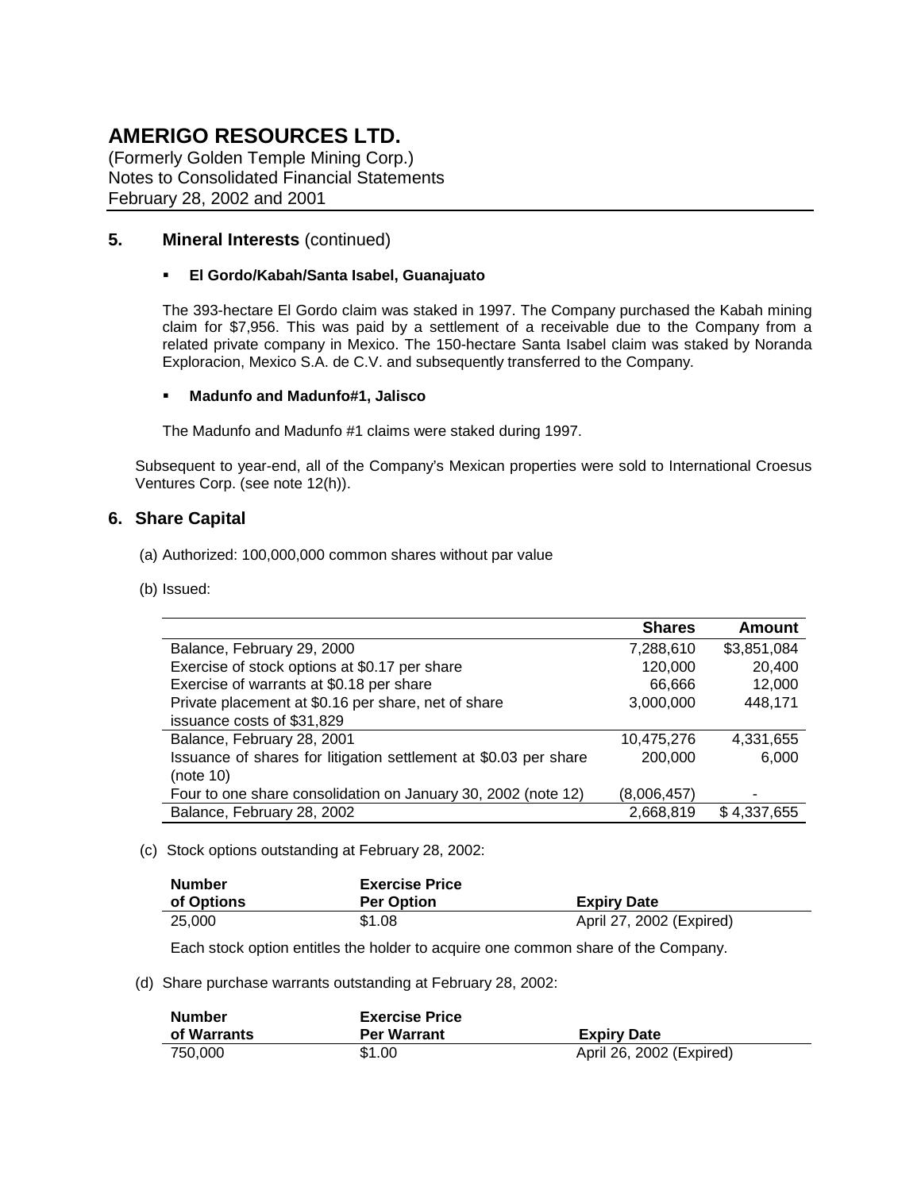# AMERIGO RESOURCES LTD.

(Formerly Golden Temple Mining Corp.)
Notes to Consolidated Financial Statements
February 28, 2002 and 2001

## 5. Mineral Interests (continued)

- **El Gordo/Kabah/Santa Isabel, Guanajuato**

The 393-hectare El Gordo claim was staked in 1997. The Company purchased the Kabah mining claim for $7,956. This was paid by a settlement of a receivable due to the Company from a related private company in Mexico. The 150-hectare Santa Isabel claim was staked by Noranda Exploracion, Mexico S.A. de C.V. and subsequently transferred to the Company.

- **Madunfo and Madunfo#1, Jalisco**

The Madunfo and Madunfo #1 claims were staked during 1997.

Subsequent to year-end, all of the Company's Mexican properties were sold to International Croesus Ventures Corp. (see note 12(h)).

## 6. Share Capital

(a) Authorized: 100,000,000 common shares without par value

(b) Issued:

| | Shares | Amount |
|---|---|---|
| Balance, February 29, 2000 | 7,288,610 | $3,851,084 |
| Exercise of stock options at $0.17 per share | 120,000 | 20,400 |
| Exercise of warrants at $0.18 per share | 66,666 | 12,000 |
| Private placement at $0.16 per share, net of share issuance costs of $31,829 | 3,000,000 | 448,171 |
| Balance, February 28, 2001 | 10,475,276 | 4,331,655 |
| Issuance of shares for litigation settlement at $0.03 per share (note 10) | 200,000 | 6,000 |
| Four to one share consolidation on January 30, 2002 (note 12) | (8,006,457) | - |
| Balance, February 28, 2002 | 2,668,819 | $ 4,337,655 |

(c) Stock options outstanding at February 28, 2002:

| Number of Options | Exercise Price Per Option | Expiry Date |
|---|---|---|
| 25,000 | $1.08 | April 27, 2002 (Expired) |

Each stock option entitles the holder to acquire one common share of the Company.

(d) Share purchase warrants outstanding at February 28, 2002:

| Number of Warrants | Exercise Price Per Warrant | Expiry Date |
|---|---|---|
| 750,000 | $1.00 | April 26, 2002 (Expired) |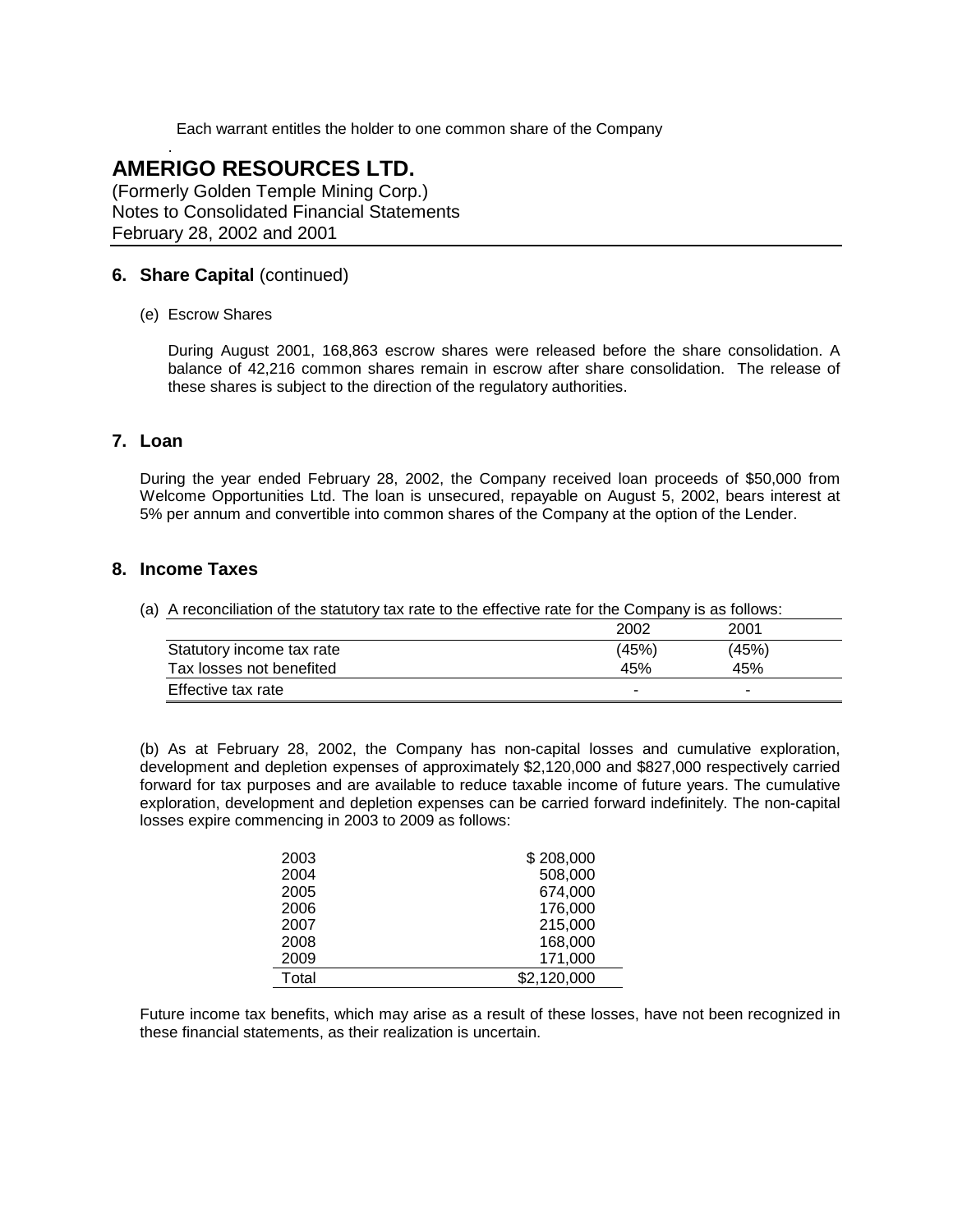Each warrant entitles the holder to one common share of the Company

.

# AMERIGO RESOURCES LTD.

(Formerly Golden Temple Mining Corp.)
Notes to Consolidated Financial Statements
February 28, 2002 and 2001

## 6. Share Capital (continued)

(e) Escrow Shares

During August 2001, 168,863 escrow shares were released before the share consolidation. A balance of 42,216 common shares remain in escrow after share consolidation. The release of these shares is subject to the direction of the regulatory authorities.

## 7. Loan

During the year ended February 28, 2002, the Company received loan proceeds of $50,000 from Welcome Opportunities Ltd. The loan is unsecured, repayable on August 5, 2002, bears interest at 5% per annum and convertible into common shares of the Company at the option of the Lender.

## 8. Income Taxes

(a) A reconciliation of the statutory tax rate to the effective rate for the Company is as follows:

| | 2002 | 2001 |
|---|---|---|
| Statutory income tax rate | (45%) | (45%) |
| Tax losses not benefited | 45% | 45% |
| Effective tax rate | - | - |

(b) As at February 28, 2002, the Company has non-capital losses and cumulative exploration, development and depletion expenses of approximately $2,120,000 and $827,000 respectively carried forward for tax purposes and are available to reduce taxable income of future years. The cumulative exploration, development and depletion expenses can be carried forward indefinitely. The non-capital losses expire commencing in 2003 to 2009 as follows:

| | |
|---|---|
| 2003 | $ 208,000 |
| 2004 | 508,000 |
| 2005 | 674,000 |
| 2006 | 176,000 |
| 2007 | 215,000 |
| 2008 | 168,000 |
| 2009 | 171,000 |
| Total | $2,120,000 |

Future income tax benefits, which may arise as a result of these losses, have not been recognized in these financial statements, as their realization is uncertain.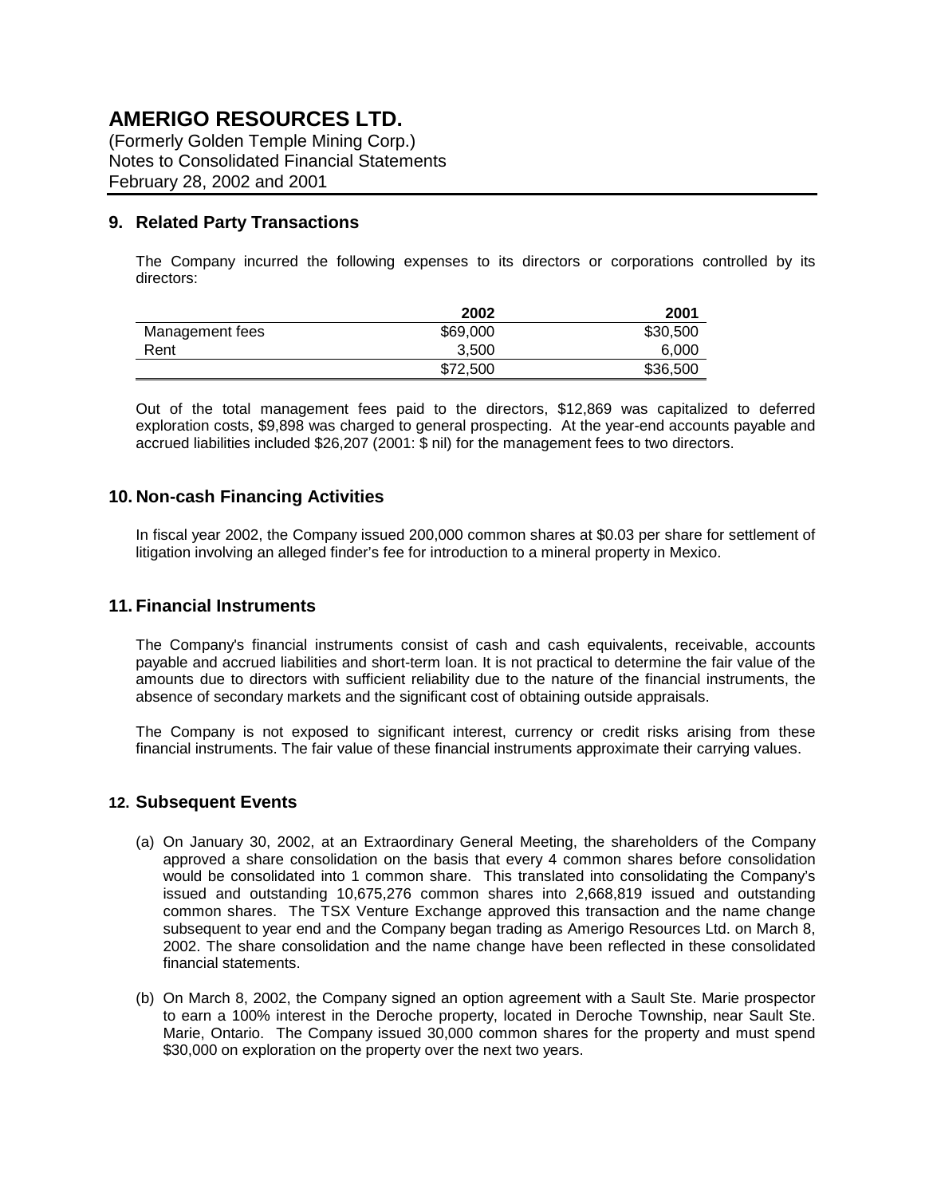# AMERIGO RESOURCES LTD.

(Formerly Golden Temple Mining Corp.)
Notes to Consolidated Financial Statements
February 28, 2002 and 2001

## 9. Related Party Transactions

The Company incurred the following expenses to its directors or corporations controlled by its directors:

| | 2002 | 2001 |
|---|---|---|
| Management fees | $69,000 | $30,500 |
| Rent | 3,500 | 6,000 |
| | $72,500 | $36,500 |

Out of the total management fees paid to the directors, $12,869 was capitalized to deferred exploration costs, $9,898 was charged to general prospecting. At the year-end accounts payable and accrued liabilities included $26,207 (2001: $ nil) for the management fees to two directors.

## 10. Non-cash Financing Activities

In fiscal year 2002, the Company issued 200,000 common shares at $0.03 per share for settlement of litigation involving an alleged finder's fee for introduction to a mineral property in Mexico.

## 11. Financial Instruments

The Company's financial instruments consist of cash and cash equivalents, receivable, accounts payable and accrued liabilities and short-term loan. It is not practical to determine the fair value of the amounts due to directors with sufficient reliability due to the nature of the financial instruments, the absence of secondary markets and the significant cost of obtaining outside appraisals.

The Company is not exposed to significant interest, currency or credit risks arising from these financial instruments. The fair value of these financial instruments approximate their carrying values.

## 12. Subsequent Events

(a) On January 30, 2002, at an Extraordinary General Meeting, the shareholders of the Company approved a share consolidation on the basis that every 4 common shares before consolidation would be consolidated into 1 common share. This translated into consolidating the Company's issued and outstanding 10,675,276 common shares into 2,668,819 issued and outstanding common shares. The TSX Venture Exchange approved this transaction and the name change subsequent to year end and the Company began trading as Amerigo Resources Ltd. on March 8, 2002. The share consolidation and the name change have been reflected in these consolidated financial statements.

(b) On March 8, 2002, the Company signed an option agreement with a Sault Ste. Marie prospector to earn a 100% interest in the Deroche property, located in Deroche Township, near Sault Ste. Marie, Ontario. The Company issued 30,000 common shares for the property and must spend $30,000 on exploration on the property over the next two years.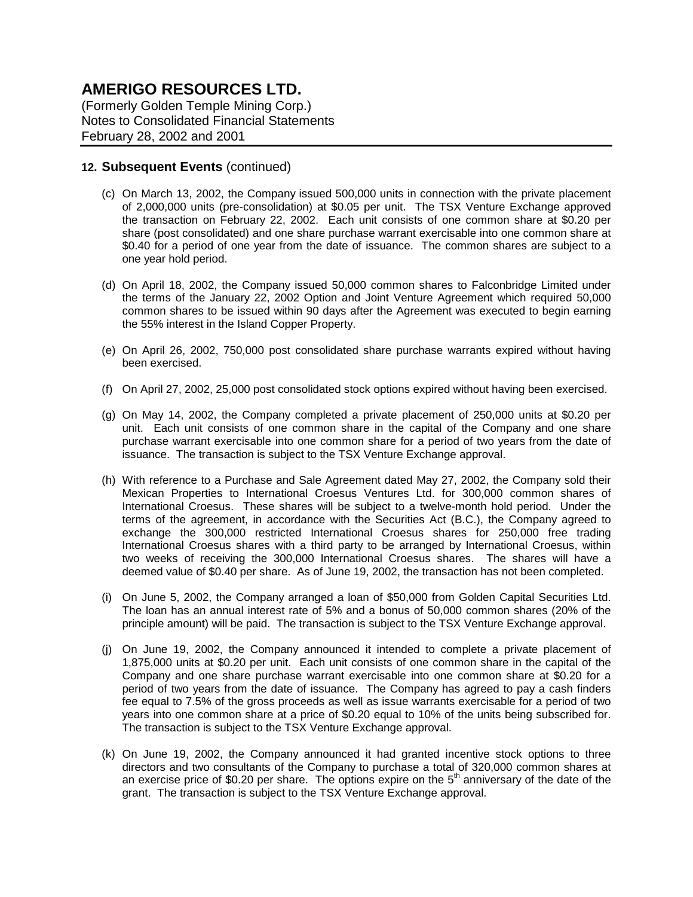## 12. Subsequent Events (continued)

(c) On March 13, 2002, the Company issued 500,000 units in connection with the private placement of 2,000,000 units (pre-consolidation) at $0.05 per unit. The TSX Venture Exchange approved the transaction on February 22, 2002. Each unit consists of one common share at $0.20 per share (post consolidated) and one share purchase warrant exercisable into one common share at $0.40 for a period of one year from the date of issuance. The common shares are subject to a one year hold period.

(d) On April 18, 2002, the Company issued 50,000 common shares to Falconbridge Limited under the terms of the January 22, 2002 Option and Joint Venture Agreement which required 50,000 common shares to be issued within 90 days after the Agreement was executed to begin earning the 55% interest in the Island Copper Property.

(e) On April 26, 2002, 750,000 post consolidated share purchase warrants expired without having been exercised.

(f) On April 27, 2002, 25,000 post consolidated stock options expired without having been exercised.

(g) On May 14, 2002, the Company completed a private placement of 250,000 units at $0.20 per unit. Each unit consists of one common share in the capital of the Company and one share purchase warrant exercisable into one common share for a period of two years from the date of issuance. The transaction is subject to the TSX Venture Exchange approval.

(h) With reference to a Purchase and Sale Agreement dated May 27, 2002, the Company sold their Mexican Properties to International Croesus Ventures Ltd. for 300,000 common shares of International Croesus. These shares will be subject to a twelve-month hold period. Under the terms of the agreement, in accordance with the Securities Act (B.C.), the Company agreed to exchange the 300,000 restricted International Croesus shares for 250,000 free trading International Croesus shares with a third party to be arranged by International Croesus, within two weeks of receiving the 300,000 International Croesus shares. The shares will have a deemed value of $0.40 per share. As of June 19, 2002, the transaction has not been completed.

(i) On June 5, 2002, the Company arranged a loan of $50,000 from Golden Capital Securities Ltd. The loan has an annual interest rate of 5% and a bonus of 50,000 common shares (20% of the principle amount) will be paid. The transaction is subject to the TSX Venture Exchange approval.

(j) On June 19, 2002, the Company announced it intended to complete a private placement of 1,875,000 units at $0.20 per unit. Each unit consists of one common share in the capital of the Company and one share purchase warrant exercisable into one common share at $0.20 for a period of two years from the date of issuance. The Company has agreed to pay a cash finders fee equal to 7.5% of the gross proceeds as well as issue warrants exercisable for a period of two years into one common share at a price of $0.20 equal to 10% of the units being subscribed for. The transaction is subject to the TSX Venture Exchange approval.

(k) On June 19, 2002, the Company announced it had granted incentive stock options to three directors and two consultants of the Company to purchase a total of 320,000 common shares at an exercise price of $0.20 per share. The options expire on the 5th anniversary of the date of the grant. The transaction is subject to the TSX Venture Exchange approval.